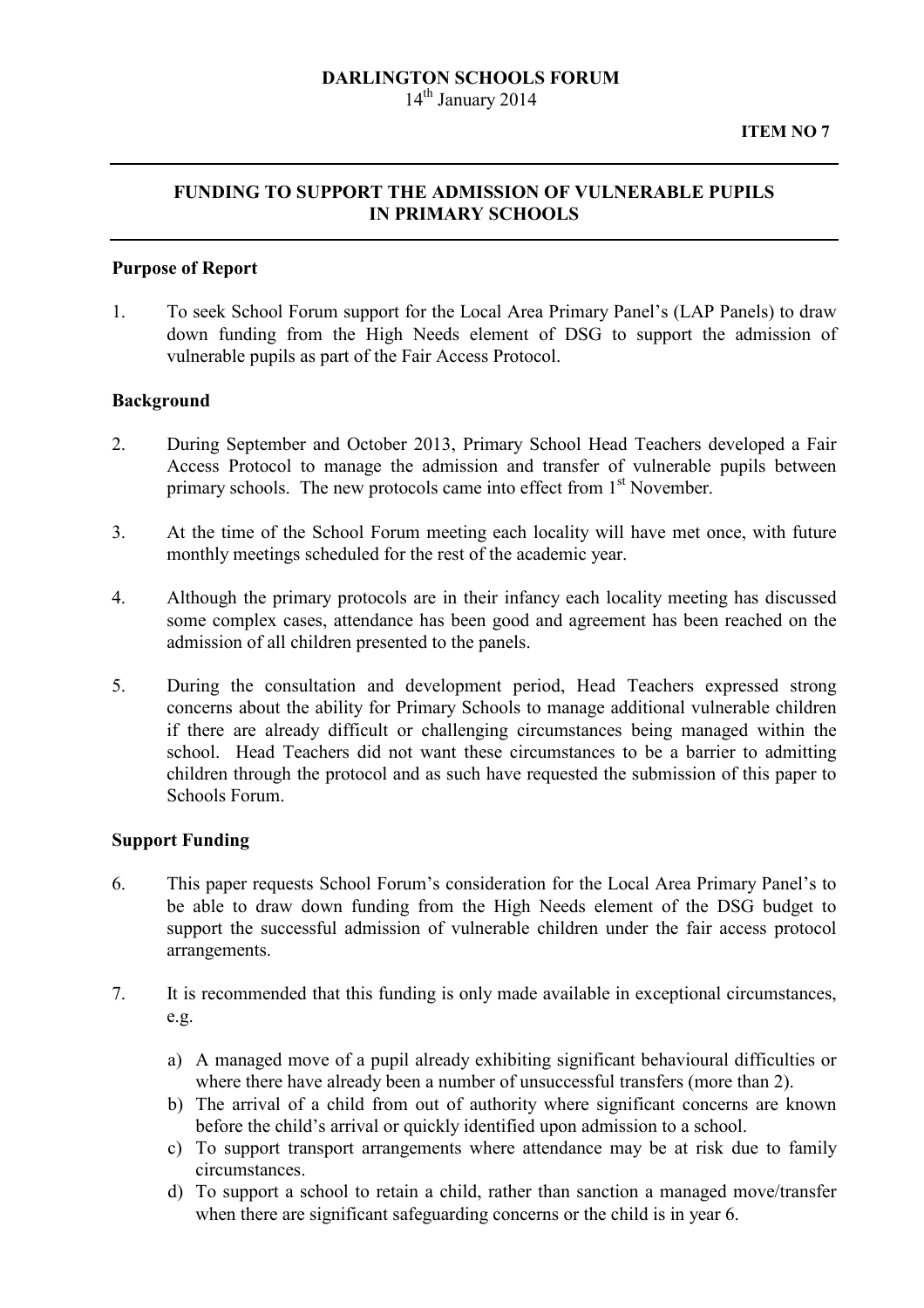**DARLINGTON SCHOOLS FORUM**
14th January 2014

**ITEM NO 7**

---

## FUNDING TO SUPPORT THE ADMISSION OF VULNERABLE PUPILS IN PRIMARY SCHOOLS

---

### Purpose of Report

1. To seek School Forum support for the Local Area Primary Panel's (LAP Panels) to draw down funding from the High Needs element of DSG to support the admission of vulnerable pupils as part of the Fair Access Protocol.

### Background

2. During September and October 2013, Primary School Head Teachers developed a Fair Access Protocol to manage the admission and transfer of vulnerable pupils between primary schools. The new protocols came into effect from 1st November.

3. At the time of the School Forum meeting each locality will have met once, with future monthly meetings scheduled for the rest of the academic year.

4. Although the primary protocols are in their infancy each locality meeting has discussed some complex cases, attendance has been good and agreement has been reached on the admission of all children presented to the panels.

5. During the consultation and development period, Head Teachers expressed strong concerns about the ability for Primary Schools to manage additional vulnerable children if there are already difficult or challenging circumstances being managed within the school. Head Teachers did not want these circumstances to be a barrier to admitting children through the protocol and as such have requested the submission of this paper to Schools Forum.

### Support Funding

6. This paper requests School Forum's consideration for the Local Area Primary Panel's to be able to draw down funding from the High Needs element of the DSG budget to support the successful admission of vulnerable children under the fair access protocol arrangements.

7. It is recommended that this funding is only made available in exceptional circumstances, e.g.

   a) A managed move of a pupil already exhibiting significant behavioural difficulties or where there have already been a number of unsuccessful transfers (more than 2).
   b) The arrival of a child from out of authority where significant concerns are known before the child's arrival or quickly identified upon admission to a school.
   c) To support transport arrangements where attendance may be at risk due to family circumstances.
   d) To support a school to retain a child, rather than sanction a managed move/transfer when there are significant safeguarding concerns or the child is in year 6.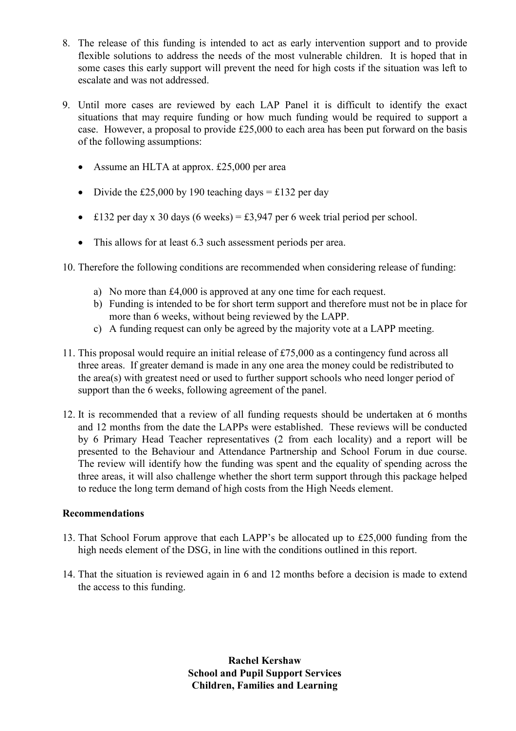8. The release of this funding is intended to act as early intervention support and to provide flexible solutions to address the needs of the most vulnerable children. It is hoped that in some cases this early support will prevent the need for high costs if the situation was left to escalate and was not addressed.

9. Until more cases are reviewed by each LAP Panel it is difficult to identify the exact situations that may require funding or how much funding would be required to support a case. However, a proposal to provide £25,000 to each area has been put forward on the basis of the following assumptions:

   - Assume an HLTA at approx. £25,000 per area
   - Divide the £25,000 by 190 teaching days = £132 per day
   - £132 per day x 30 days (6 weeks) = £3,947 per 6 week trial period per school.
   - This allows for at least 6.3 such assessment periods per area.

10. Therefore the following conditions are recommended when considering release of funding:

    a) No more than £4,000 is approved at any one time for each request.
    b) Funding is intended to be for short term support and therefore must not be in place for more than 6 weeks, without being reviewed by the LAPP.
    c) A funding request can only be agreed by the majority vote at a LAPP meeting.

11. This proposal would require an initial release of £75,000 as a contingency fund across all three areas. If greater demand is made in any one area the money could be redistributed to the area(s) with greatest need or used to further support schools who need longer period of support than the 6 weeks, following agreement of the panel.

12. It is recommended that a review of all funding requests should be undertaken at 6 months and 12 months from the date the LAPPs were established. These reviews will be conducted by 6 Primary Head Teacher representatives (2 from each locality) and a report will be presented to the Behaviour and Attendance Partnership and School Forum in due course. The review will identify how the funding was spent and the equality of spending across the three areas, it will also challenge whether the short term support through this package helped to reduce the long term demand of high costs from the High Needs element.

**Recommendations**

13. That School Forum approve that each LAPP's be allocated up to £25,000 funding from the high needs element of the DSG, in line with the conditions outlined in this report.

14. That the situation is reviewed again in 6 and 12 months before a decision is made to extend the access to this funding.

**Rachel Kershaw**
**School and Pupil Support Services**
**Children, Families and Learning**